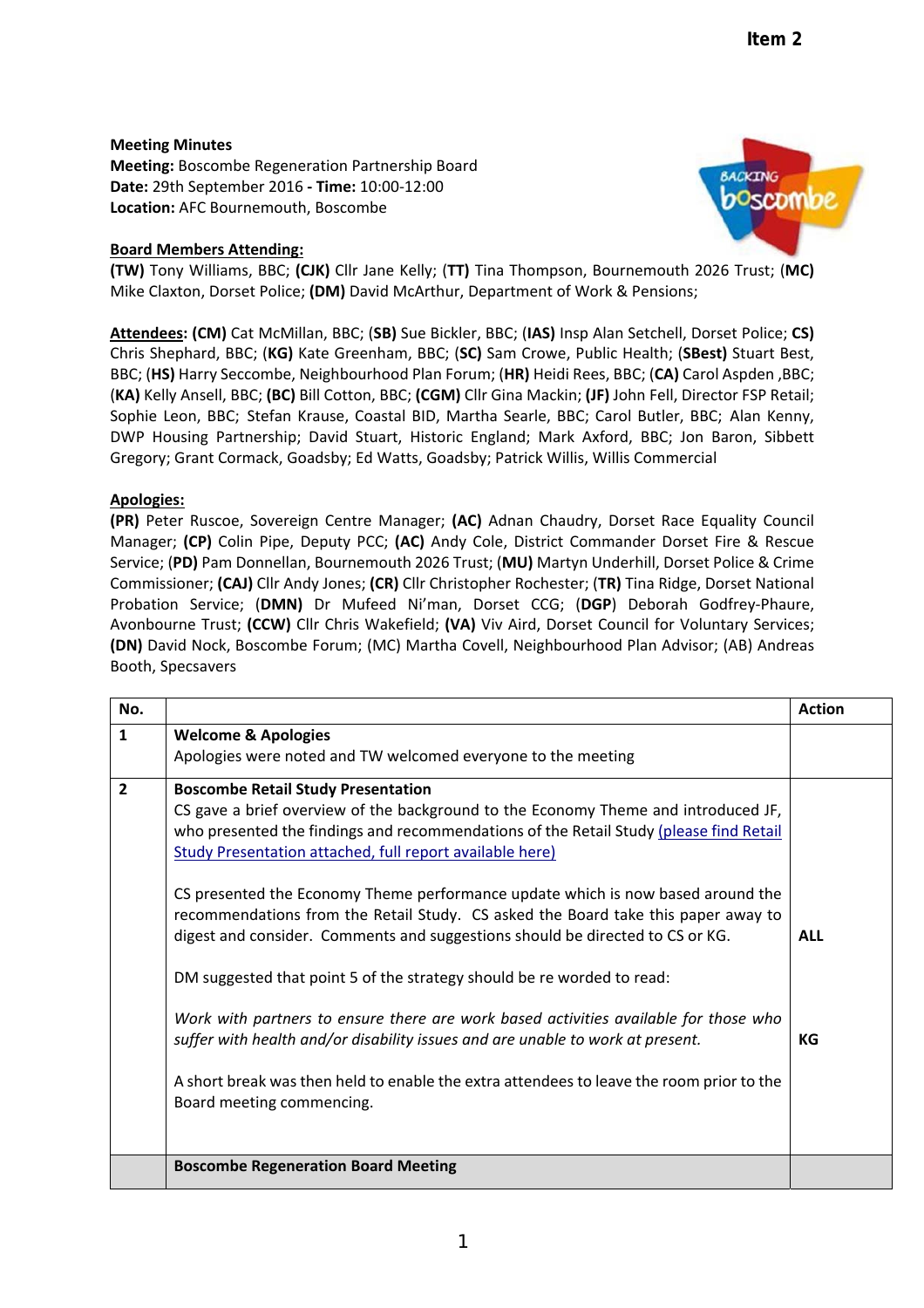Item 2

**Meeting Minutes**
**Meeting:** Boscombe Regeneration Partnership Board
**Date:** 29th September 2016 **- Time:** 10:00-12:00
**Location:** AFC Bournemouth, Boscombe

**Board Members Attending:**
**(TW)** Tony Williams, BBC; **(CJK)** Cllr Jane Kelly; **(TT)** Tina Thompson, Bournemouth 2026 Trust; **(MC)** Mike Claxton, Dorset Police; **(DM)** David McArthur, Department of Work & Pensions;

**Attendees: (CM)** Cat McMillan, BBC; (**SB)** Sue Bickler, BBC; (**IAS)** Insp Alan Setchell, Dorset Police; **CS)** Chris Shephard, BBC; (**KG)** Kate Greenham, BBC; (**SC)** Sam Crowe, Public Health; (**SBest)** Stuart Best, BBC; (**HS)** Harry Seccombe, Neighbourhood Plan Forum; (**HR)** Heidi Rees, BBC; (**CA)** Carol Aspden ,BBC; (**KA)** Kelly Ansell, BBC; **(BC)** Bill Cotton, BBC; **(CGM)** Cllr Gina Mackin; **(JF)** John Fell, Director FSP Retail; Sophie Leon, BBC; Stefan Krause, Coastal BID, Martha Searle, BBC; Carol Butler, BBC; Alan Kenny, DWP Housing Partnership; David Stuart, Historic England; Mark Axford, BBC; Jon Baron, Sibbett Gregory; Grant Cormack, Goadsby; Ed Watts, Goadsby; Patrick Willis, Willis Commercial

**Apologies:**
**(PR)** Peter Ruscoe, Sovereign Centre Manager; **(AC)** Adnan Chaudry, Dorset Race Equality Council Manager; **(CP)** Colin Pipe, Deputy PCC; **(AC)** Andy Cole, District Commander Dorset Fire & Rescue Service; **(PD)** Pam Donnellan, Bournemouth 2026 Trust; (**MU)** Martyn Underhill, Dorset Police & Crime Commissioner; **(CAJ)** Cllr Andy Jones; **(CR)** Cllr Christopher Rochester; (**TR)** Tina Ridge, Dorset National Probation Service; (**DMN)** Dr Mufeed Ni'man, Dorset CCG; (**DGP**) Deborah Godfrey-Phaure, Avonbourne Trust; **(CCW)** Cllr Chris Wakefield; **(VA)** Viv Aird, Dorset Council for Voluntary Services; **(DN)** David Nock, Boscombe Forum; (MC) Martha Covell, Neighbourhood Plan Advisor; (AB) Andreas Booth, Specsavers

| No. | | Action |
|---|---|---|
| **1** | **Welcome & Apologies**<br>Apologies were noted and TW welcomed everyone to the meeting | |
| **2** | **Boscombe Retail Study Presentation**<br>CS gave a brief overview of the background to the Economy Theme and introduced JF, who presented the findings and recommendations of the Retail Study (please find Retail Study Presentation attached, full report available here)<br><br>CS presented the Economy Theme performance update which is now based around the recommendations from the Retail Study. CS asked the Board take this paper away to digest and consider. Comments and suggestions should be directed to CS or KG.<br><br>DM suggested that point 5 of the strategy should be re worded to read:<br><br>*Work with partners to ensure there are work based activities available for those who suffer with health and/or disability issues and are unable to work at present.*<br><br>A short break was then held to enable the extra attendees to leave the room prior to the Board meeting commencing. | **ALL**<br><br><br><br>**KG** |
| | **Boscombe Regeneration Board Meeting** | |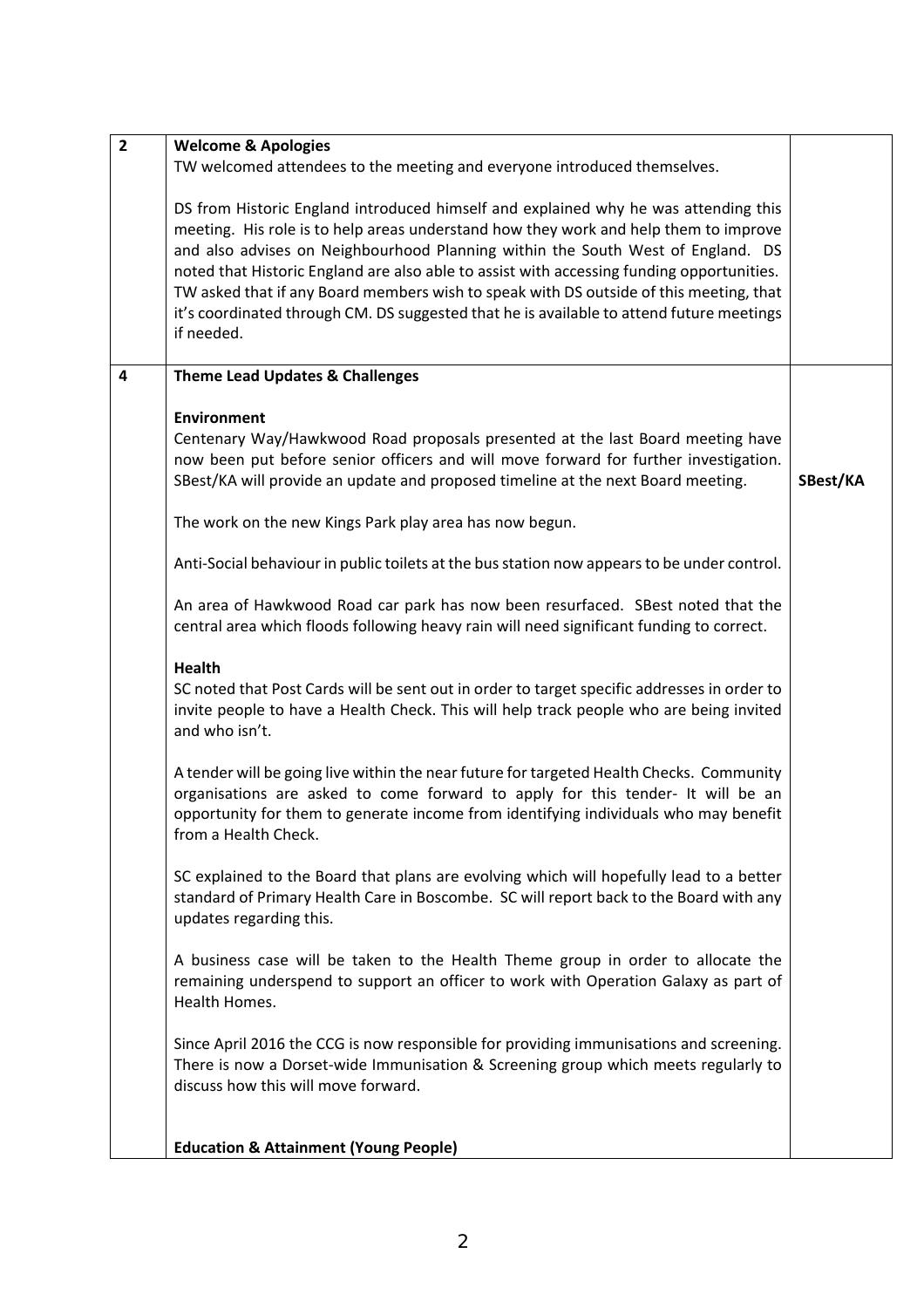| | | |
|---|---|---|
| **2** | **Welcome & Apologies**<br>TW welcomed attendees to the meeting and everyone introduced themselves.<br><br>DS from Historic England introduced himself and explained why he was attending this meeting. His role is to help areas understand how they work and help them to improve and also advises on Neighbourhood Planning within the South West of England. DS noted that Historic England are also able to assist with accessing funding opportunities. TW asked that if any Board members wish to speak with DS outside of this meeting, that it's coordinated through CM. DS suggested that he is available to attend future meetings if needed. | |
| **4** | **Theme Lead Updates & Challenges**<br><br>**Environment**<br>Centenary Way/Hawkwood Road proposals presented at the last Board meeting have now been put before senior officers and will move forward for further investigation. SBest/KA will provide an update and proposed timeline at the next Board meeting.<br><br>The work on the new Kings Park play area has now begun.<br><br>Anti-Social behaviour in public toilets at the bus station now appears to be under control.<br><br>An area of Hawkwood Road car park has now been resurfaced. SBest noted that the central area which floods following heavy rain will need significant funding to correct.<br><br>**Health**<br>SC noted that Post Cards will be sent out in order to target specific addresses in order to invite people to have a Health Check. This will help track people who are being invited and who isn't.<br><br>A tender will be going live within the near future for targeted Health Checks. Community organisations are asked to come forward to apply for this tender- It will be an opportunity for them to generate income from identifying individuals who may benefit from a Health Check.<br><br>SC explained to the Board that plans are evolving which will hopefully lead to a better standard of Primary Health Care in Boscombe. SC will report back to the Board with any updates regarding this.<br><br>A business case will be taken to the Health Theme group in order to allocate the remaining underspend to support an officer to work with Operation Galaxy as part of Health Homes.<br><br>Since April 2016 the CCG is now responsible for providing immunisations and screening. There is now a Dorset-wide Immunisation & Screening group which meets regularly to discuss how this will move forward.<br><br>**Education & Attainment (Young People)** | **SBest/KA** |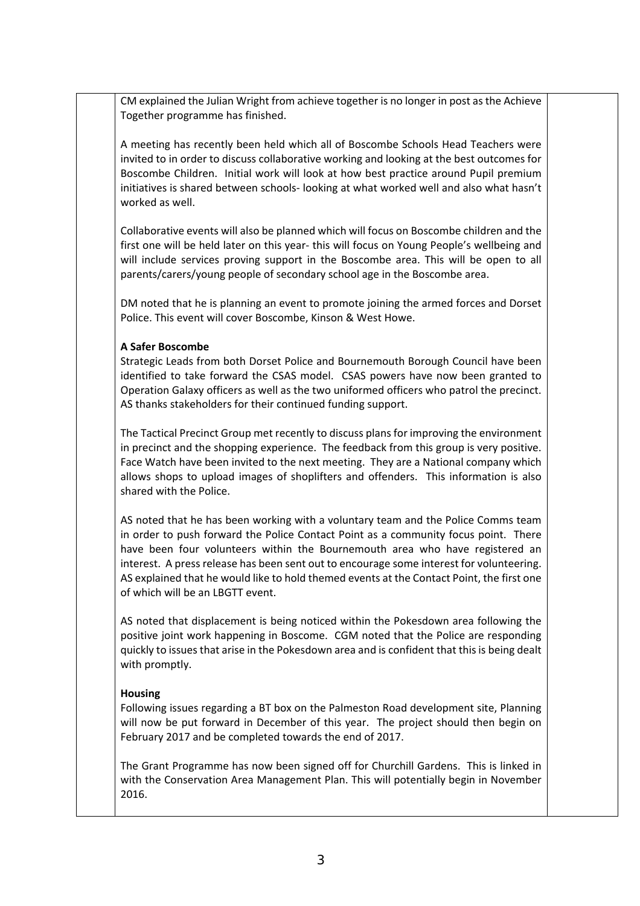CM explained the Julian Wright from achieve together is no longer in post as the Achieve Together programme has finished.

A meeting has recently been held which all of Boscombe Schools Head Teachers were invited to in order to discuss collaborative working and looking at the best outcomes for Boscombe Children. Initial work will look at how best practice around Pupil premium initiatives is shared between schools- looking at what worked well and also what hasn't worked as well.

Collaborative events will also be planned which will focus on Boscombe children and the first one will be held later on this year- this will focus on Young People's wellbeing and will include services proving support in the Boscombe area. This will be open to all parents/carers/young people of secondary school age in the Boscombe area.

DM noted that he is planning an event to promote joining the armed forces and Dorset Police. This event will cover Boscombe, Kinson & West Howe.

**A Safer Boscombe**

Strategic Leads from both Dorset Police and Bournemouth Borough Council have been identified to take forward the CSAS model. CSAS powers have now been granted to Operation Galaxy officers as well as the two uniformed officers who patrol the precinct. AS thanks stakeholders for their continued funding support.

The Tactical Precinct Group met recently to discuss plans for improving the environment in precinct and the shopping experience. The feedback from this group is very positive. Face Watch have been invited to the next meeting. They are a National company which allows shops to upload images of shoplifters and offenders. This information is also shared with the Police.

AS noted that he has been working with a voluntary team and the Police Comms team in order to push forward the Police Contact Point as a community focus point. There have been four volunteers within the Bournemouth area who have registered an interest. A press release has been sent out to encourage some interest for volunteering. AS explained that he would like to hold themed events at the Contact Point, the first one of which will be an LBGTT event.

AS noted that displacement is being noticed within the Pokesdown area following the positive joint work happening in Boscome. CGM noted that the Police are responding quickly to issues that arise in the Pokesdown area and is confident that this is being dealt with promptly.

**Housing**

Following issues regarding a BT box on the Palmeston Road development site, Planning will now be put forward in December of this year. The project should then begin on February 2017 and be completed towards the end of 2017.

The Grant Programme has now been signed off for Churchill Gardens. This is linked in with the Conservation Area Management Plan. This will potentially begin in November 2016.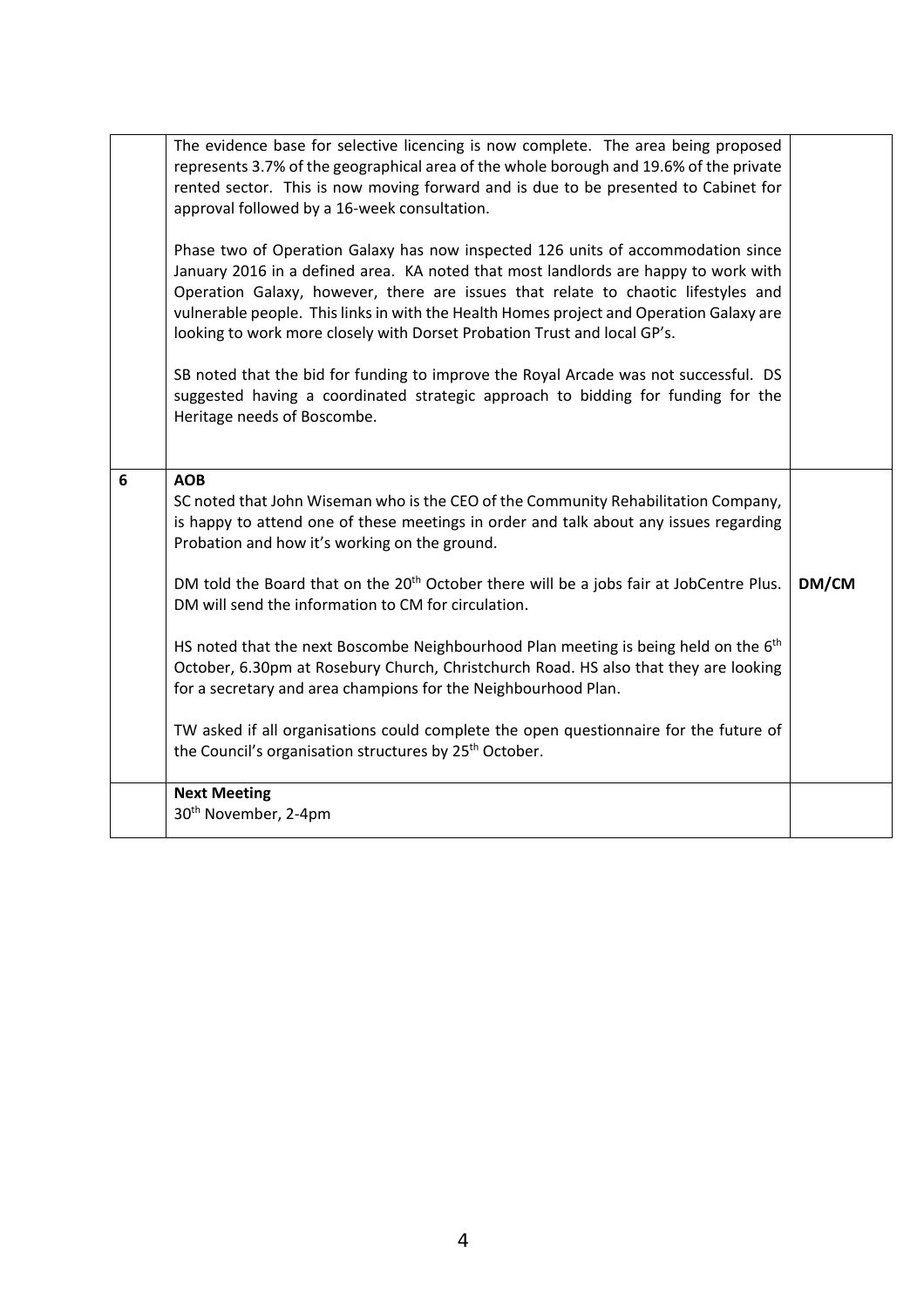| | | |
|---|---|---|
| | The evidence base for selective licencing is now complete. The area being proposed represents 3.7% of the geographical area of the whole borough and 19.6% of the private rented sector. This is now moving forward and is due to be presented to Cabinet for approval followed by a 16-week consultation.<br><br>Phase two of Operation Galaxy has now inspected 126 units of accommodation since January 2016 in a defined area. KA noted that most landlords are happy to work with Operation Galaxy, however, there are issues that relate to chaotic lifestyles and vulnerable people. This links in with the Health Homes project and Operation Galaxy are looking to work more closely with Dorset Probation Trust and local GP's.<br><br>SB noted that the bid for funding to improve the Royal Arcade was not successful. DS suggested having a coordinated strategic approach to bidding for funding for the Heritage needs of Boscombe. | |
| **6** | **AOB**<br>SC noted that John Wiseman who is the CEO of the Community Rehabilitation Company, is happy to attend one of these meetings in order and talk about any issues regarding Probation and how it's working on the ground.<br><br>DM told the Board that on the 20th October there will be a jobs fair at JobCentre Plus. DM will send the information to CM for circulation.<br><br>HS noted that the next Boscombe Neighbourhood Plan meeting is being held on the 6th October, 6.30pm at Rosebury Church, Christchurch Road. HS also that they are looking for a secretary and area champions for the Neighbourhood Plan.<br><br>TW asked if all organisations could complete the open questionnaire for the future of the Council's organisation structures by 25th October. | **DM/CM** |
| | **Next Meeting**<br>30th November, 2-4pm | |